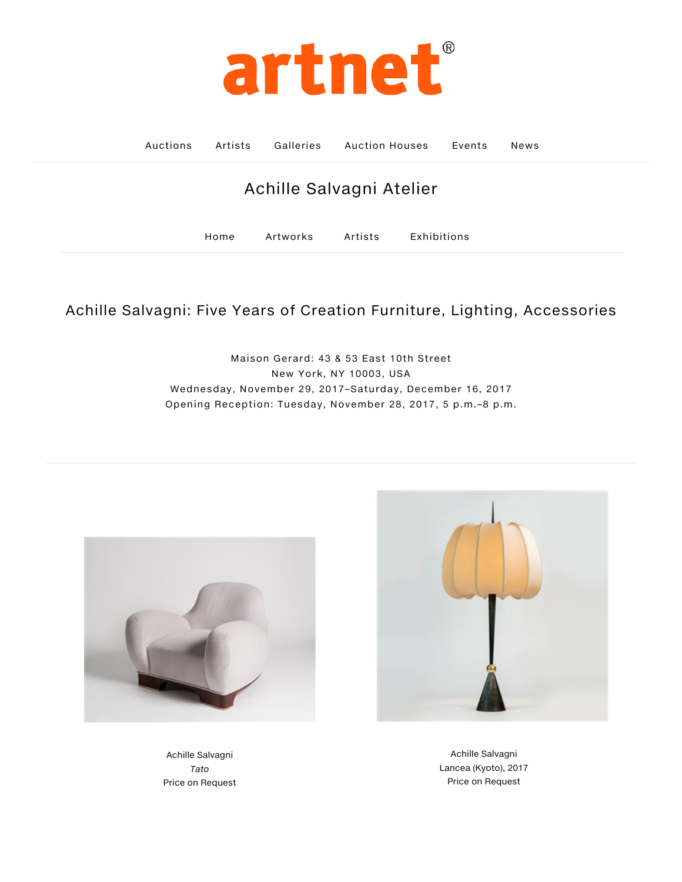# artnet®

Auctions Artists Galleries Auction Houses Events News

## Achille Salvagni Atelier

Home Artworks Artists Exhibitions

### Achille Salvagni: Five Years of Creation Furniture, Lighting, Accessories

Maison Gerard: 43 & 53 East 10th Street
New York, NY 10003, USA
Wednesday, November 29, 2017–Saturday, December 16, 2017
Opening Reception: Tuesday, November 28, 2017, 5 p.m.–8 p.m.

Achille Salvagni
*Tato*
Price on Request

Achille Salvagni
Lancea (Kyoto), 2017
Price on Request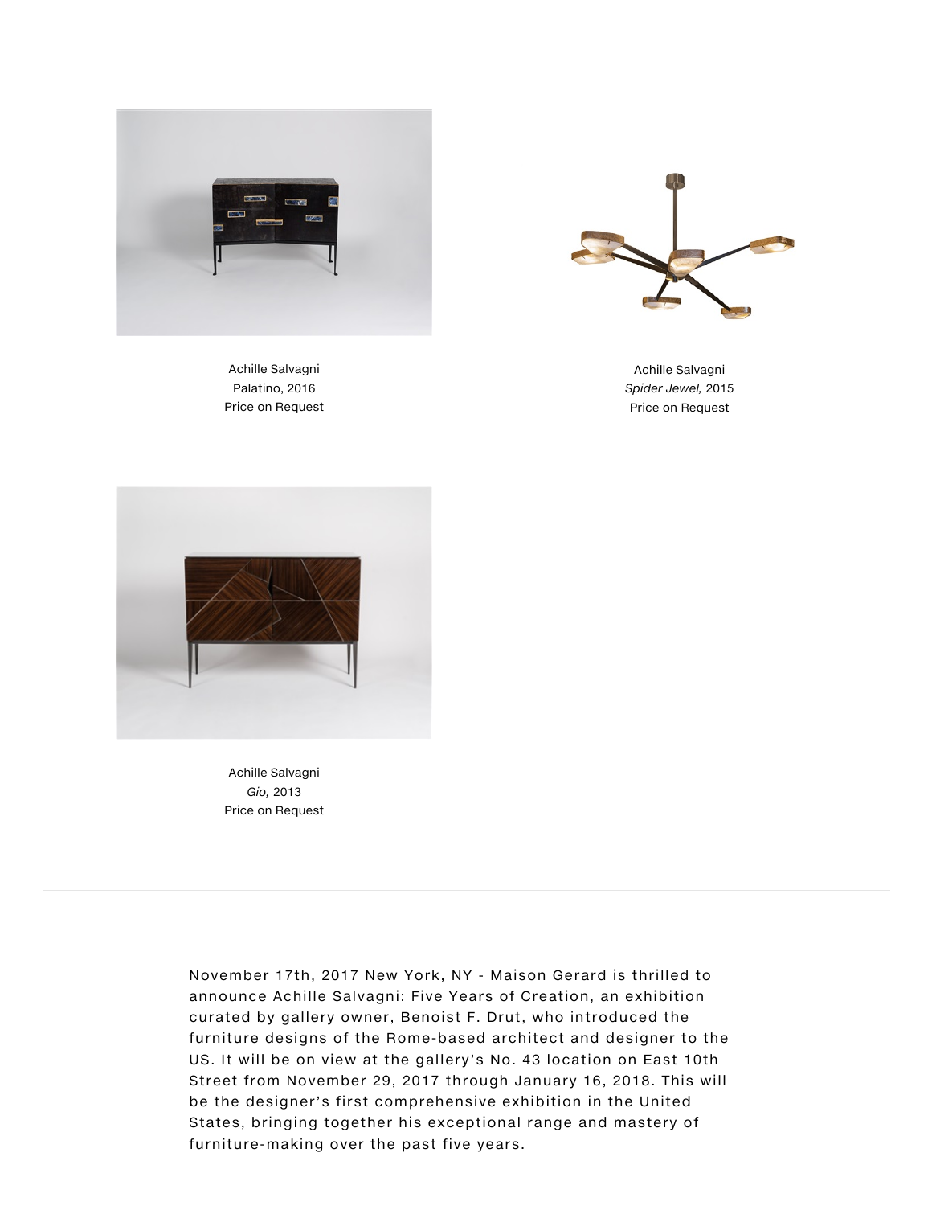Achille Salvagni
Palatino, 2016
Price on Request

Achille Salvagni
*Spider Jewel,* 2015
Price on Request

Achille Salvagni
*Gio,* 2013
Price on Request

---

November 17th, 2017 New York, NY - Maison Gerard is thrilled to announce Achille Salvagni: Five Years of Creation, an exhibition curated by gallery owner, Benoist F. Drut, who introduced the furniture designs of the Rome-based architect and designer to the US. It will be on view at the gallery's No. 43 location on East 10th Street from November 29, 2017 through January 16, 2018. This will be the designer's first comprehensive exhibition in the United States, bringing together his exceptional range and mastery of furniture-making over the past five years.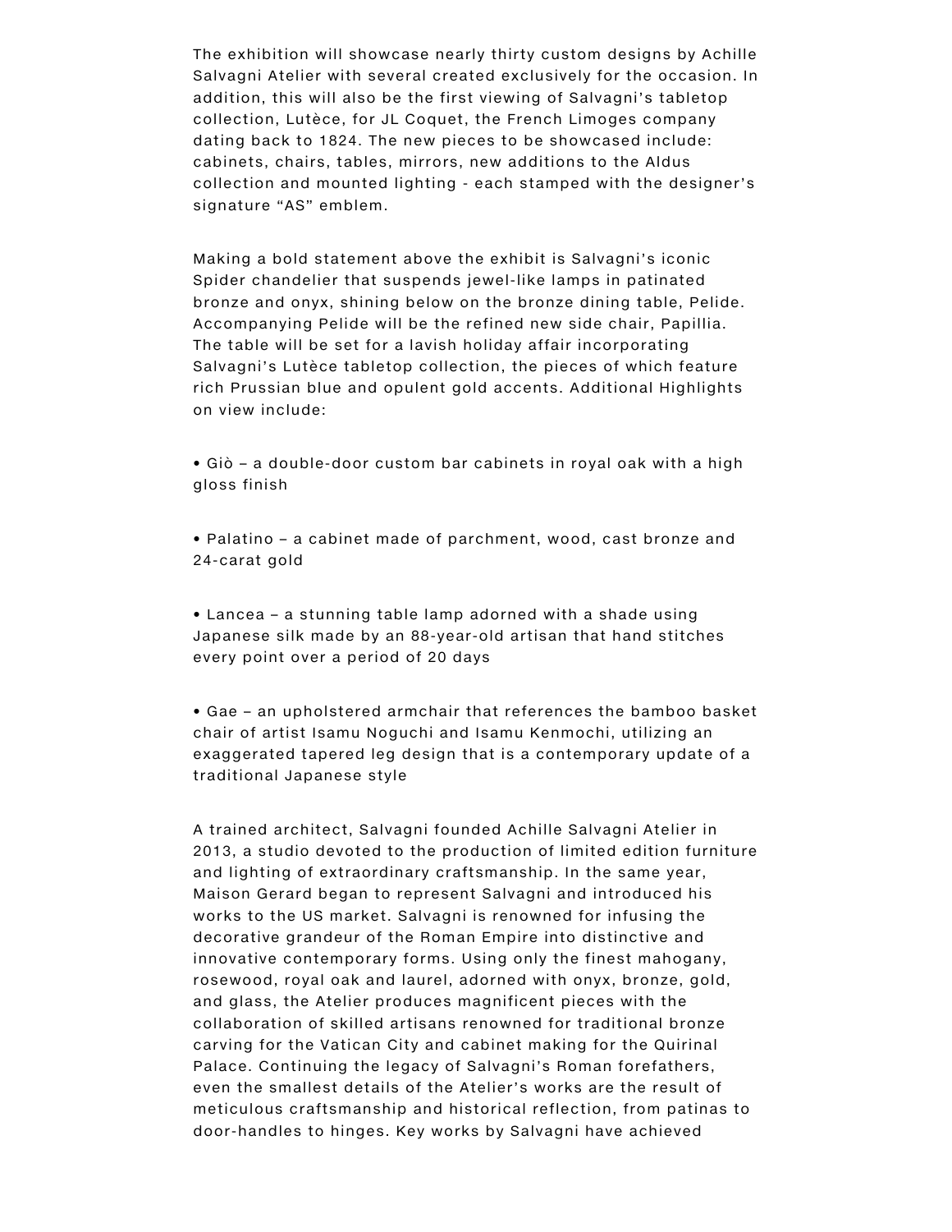The exhibition will showcase nearly thirty custom designs by Achille Salvagni Atelier with several created exclusively for the occasion. In addition, this will also be the first viewing of Salvagni's tabletop collection, Lutèce, for JL Coquet, the French Limoges company dating back to 1824. The new pieces to be showcased include: cabinets, chairs, tables, mirrors, new additions to the Aldus collection and mounted lighting - each stamped with the designer's signature "AS" emblem.

Making a bold statement above the exhibit is Salvagni's iconic Spider chandelier that suspends jewel-like lamps in patinated bronze and onyx, shining below on the bronze dining table, Pelide. Accompanying Pelide will be the refined new side chair, Papillia. The table will be set for a lavish holiday affair incorporating Salvagni's Lutèce tabletop collection, the pieces of which feature rich Prussian blue and opulent gold accents. Additional Highlights on view include:

• Giò – a double-door custom bar cabinets in royal oak with a high gloss finish

• Palatino – a cabinet made of parchment, wood, cast bronze and 24-carat gold

• Lancea – a stunning table lamp adorned with a shade using Japanese silk made by an 88-year-old artisan that hand stitches every point over a period of 20 days

• Gae – an upholstered armchair that references the bamboo basket chair of artist Isamu Noguchi and Isamu Kenmochi, utilizing an exaggerated tapered leg design that is a contemporary update of a traditional Japanese style

A trained architect, Salvagni founded Achille Salvagni Atelier in 2013, a studio devoted to the production of limited edition furniture and lighting of extraordinary craftsmanship. In the same year, Maison Gerard began to represent Salvagni and introduced his works to the US market. Salvagni is renowned for infusing the decorative grandeur of the Roman Empire into distinctive and innovative contemporary forms. Using only the finest mahogany, rosewood, royal oak and laurel, adorned with onyx, bronze, gold, and glass, the Atelier produces magnificent pieces with the collaboration of skilled artisans renowned for traditional bronze carving for the Vatican City and cabinet making for the Quirinal Palace. Continuing the legacy of Salvagni's Roman forefathers, even the smallest details of the Atelier's works are the result of meticulous craftsmanship and historical reflection, from patinas to door-handles to hinges. Key works by Salvagni have achieved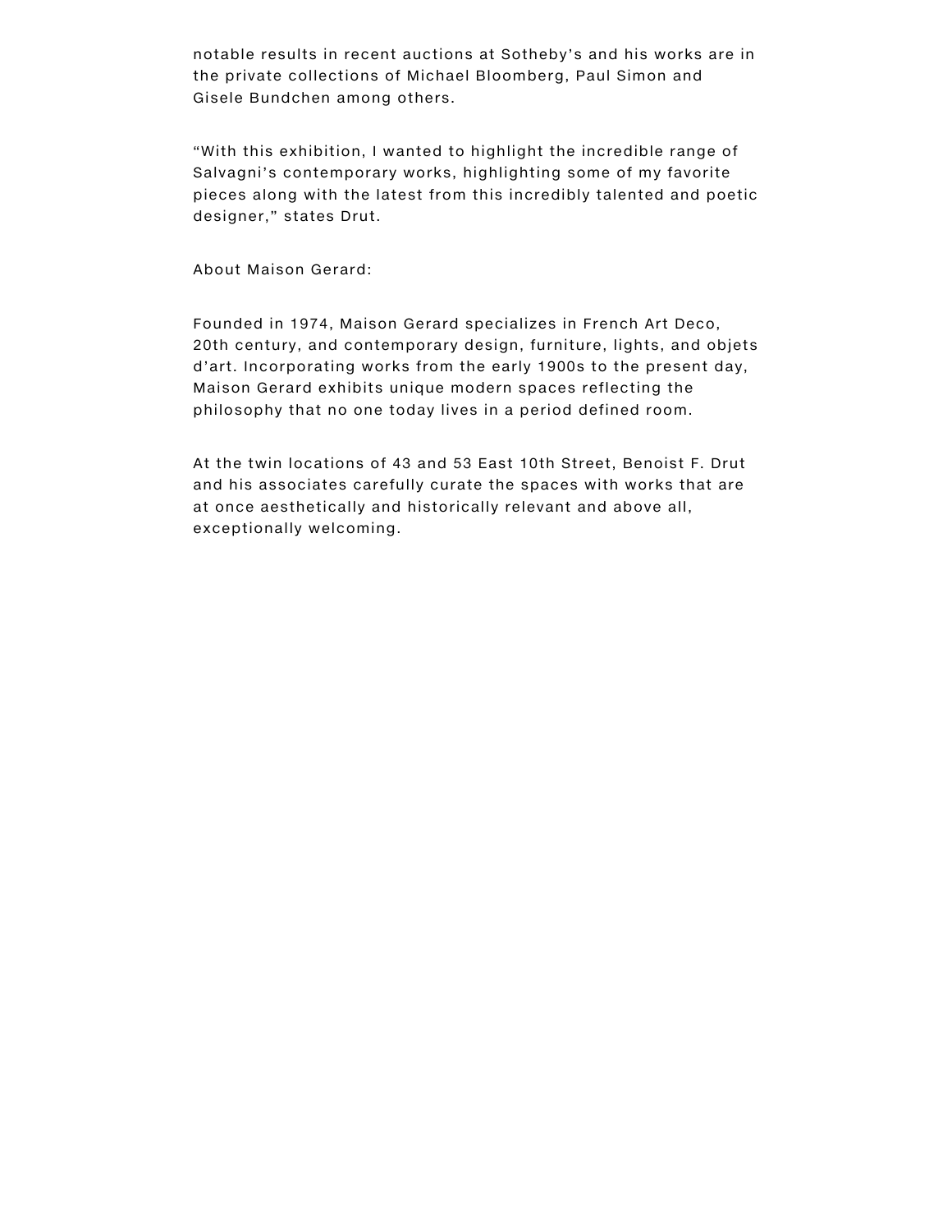notable results in recent auctions at Sotheby's and his works are in the private collections of Michael Bloomberg, Paul Simon and Gisele Bundchen among others.

"With this exhibition, I wanted to highlight the incredible range of Salvagni's contemporary works, highlighting some of my favorite pieces along with the latest from this incredibly talented and poetic designer," states Drut.

About Maison Gerard:

Founded in 1974, Maison Gerard specializes in French Art Deco, 20th century, and contemporary design, furniture, lights, and objets d'art. Incorporating works from the early 1900s to the present day, Maison Gerard exhibits unique modern spaces reflecting the philosophy that no one today lives in a period defined room.

At the twin locations of 43 and 53 East 10th Street, Benoist F. Drut and his associates carefully curate the spaces with works that are at once aesthetically and historically relevant and above all, exceptionally welcoming.